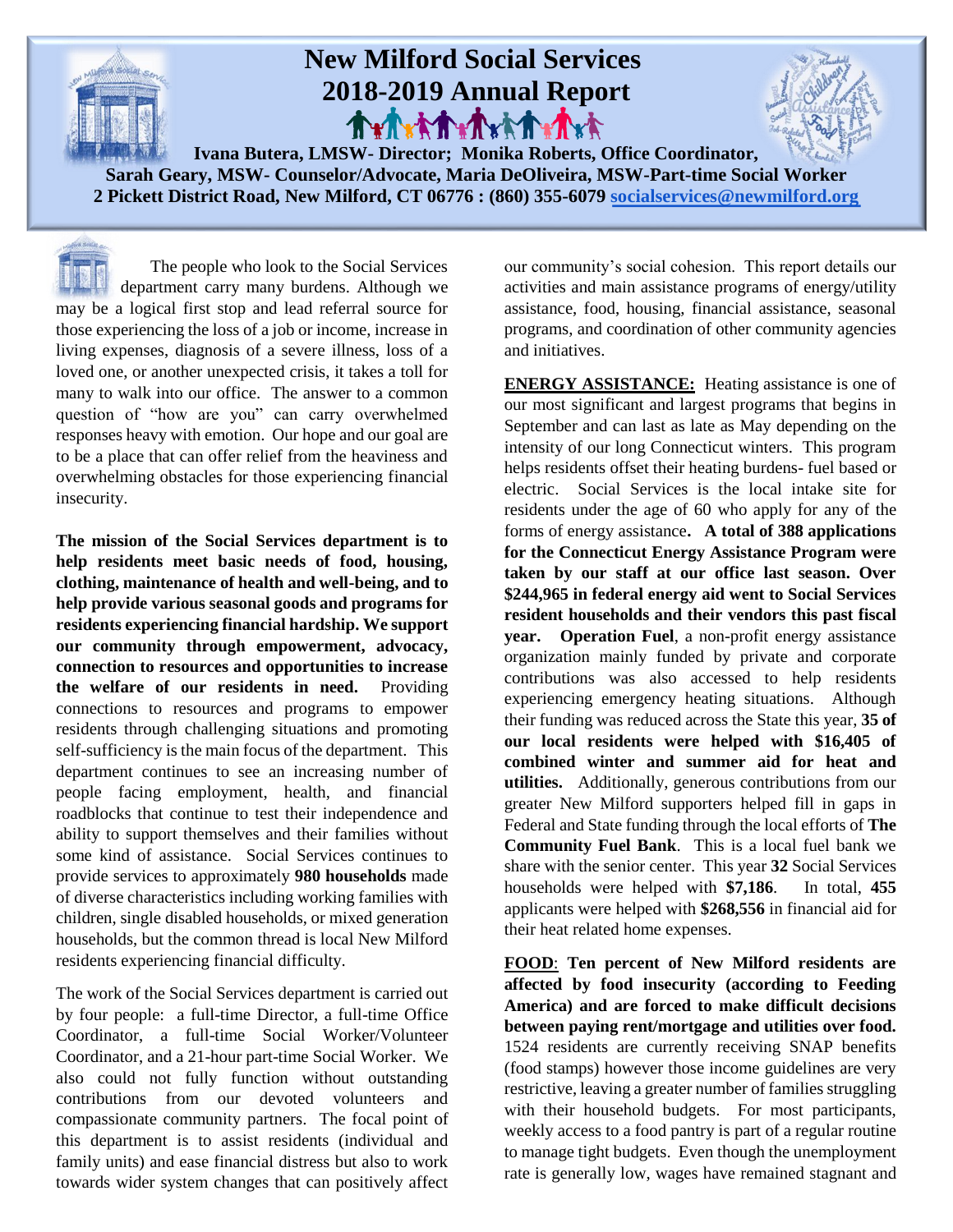# New Milford Social Services
# 2018-2019 Annual Report

**Ivana Butera, LMSW- Director; Monika Roberts, Office Coordinator,**
**Sarah Geary, MSW- Counselor/Advocate, Maria DeOliveira, MSW-Part-time Social Worker**
**2 Pickett District Road, New Milford, CT 06776 : (860) 355-6079 socialservices@newmilford.org**

The people who look to the Social Services department carry many burdens. Although we may be a logical first stop and lead referral source for those experiencing the loss of a job or income, increase in living expenses, diagnosis of a severe illness, loss of a loved one, or another unexpected crisis, it takes a toll for many to walk into our office. The answer to a common question of "how are you" can carry overwhelmed responses heavy with emotion. Our hope and our goal are to be a place that can offer relief from the heaviness and overwhelming obstacles for those experiencing financial insecurity.

**The mission of the Social Services department is to help residents meet basic needs of food, housing, clothing, maintenance of health and well-being, and to help provide various seasonal goods and programs for residents experiencing financial hardship. We support our community through empowerment, advocacy, connection to resources and opportunities to increase the welfare of our residents in need.** Providing connections to resources and programs to empower residents through challenging situations and promoting self-sufficiency is the main focus of the department. This department continues to see an increasing number of people facing employment, health, and financial roadblocks that continue to test their independence and ability to support themselves and their families without some kind of assistance. Social Services continues to provide services to approximately **980 households** made of diverse characteristics including working families with children, single disabled households, or mixed generation households, but the common thread is local New Milford residents experiencing financial difficulty.

The work of the Social Services department is carried out by four people: a full-time Director, a full-time Office Coordinator, a full-time Social Worker/Volunteer Coordinator, and a 21-hour part-time Social Worker. We also could not fully function without outstanding contributions from our devoted volunteers and compassionate community partners. The focal point of this department is to assist residents (individual and family units) and ease financial distress but also to work towards wider system changes that can positively affect our community's social cohesion. This report details our activities and main assistance programs of energy/utility assistance, food, housing, financial assistance, seasonal programs, and coordination of other community agencies and initiatives.

**ENERGY ASSISTANCE:** Heating assistance is one of our most significant and largest programs that begins in September and can last as late as May depending on the intensity of our long Connecticut winters. This program helps residents offset their heating burdens- fuel based or electric. Social Services is the local intake site for residents under the age of 60 who apply for any of the forms of energy assistance**. A total of 388 applications for the Connecticut Energy Assistance Program were taken by our staff at our office last season. Over $244,965 in federal energy aid went to Social Services resident households and their vendors this past fiscal year. Operation Fuel**, a non-profit energy assistance organization mainly funded by private and corporate contributions was also accessed to help residents experiencing emergency heating situations. Although their funding was reduced across the State this year, **35 of our local residents were helped with $16,405 of combined winter and summer aid for heat and utilities.** Additionally, generous contributions from our greater New Milford supporters helped fill in gaps in Federal and State funding through the local efforts of **The Community Fuel Bank**. This is a local fuel bank we share with the senior center. This year **32** Social Services households were helped with **$7,186**. In total, **455** applicants were helped with **$268,556** in financial aid for their heat related home expenses.

**FOOD**: **Ten percent of New Milford residents are affected by food insecurity (according to Feeding America) and are forced to make difficult decisions between paying rent/mortgage and utilities over food.** 1524 residents are currently receiving SNAP benefits (food stamps) however those income guidelines are very restrictive, leaving a greater number of families struggling with their household budgets. For most participants, weekly access to a food pantry is part of a regular routine to manage tight budgets. Even though the unemployment rate is generally low, wages have remained stagnant and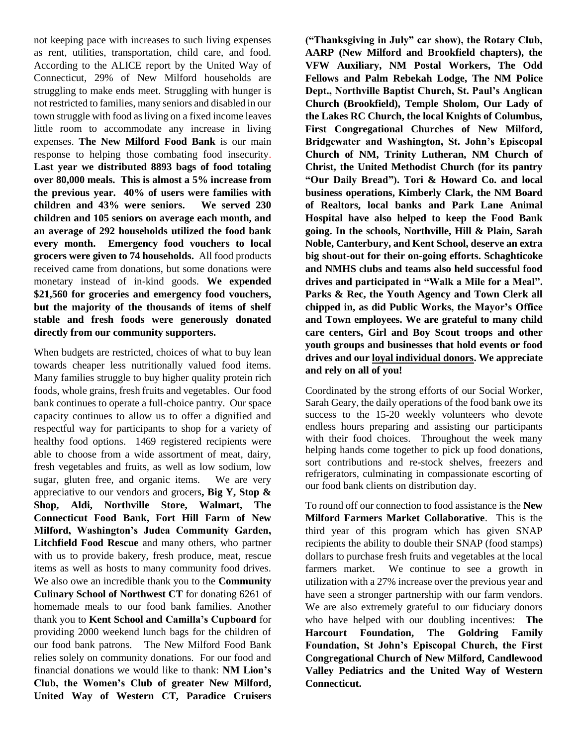not keeping pace with increases to such living expenses as rent, utilities, transportation, child care, and food. According to the ALICE report by the United Way of Connecticut, 29% of New Milford households are struggling to make ends meet. Struggling with hunger is not restricted to families, many seniors and disabled in our town struggle with food as living on a fixed income leaves little room to accommodate any increase in living expenses. **The New Milford Food Bank** is our main response to helping those combating food insecurity. **Last year we distributed 8893 bags of food totaling over 80,000 meals. This is almost a 5% increase from the previous year. 40% of users were families with children and 43% were seniors. We served 230 children and 105 seniors on average each month, and an average of 292 households utilized the food bank every month. Emergency food vouchers to local grocers were given to 74 households.** All food products received came from donations, but some donations were monetary instead of in-kind goods. **We expended $21,560 for groceries and emergency food vouchers, but the majority of the thousands of items of shelf stable and fresh foods were generously donated directly from our community supporters.**

When budgets are restricted, choices of what to buy lean towards cheaper less nutritionally valued food items. Many families struggle to buy higher quality protein rich foods, whole grains, fresh fruits and vegetables. Our food bank continues to operate a full-choice pantry. Our space capacity continues to allow us to offer a dignified and respectful way for participants to shop for a variety of healthy food options. 1469 registered recipients were able to choose from a wide assortment of meat, dairy, fresh vegetables and fruits, as well as low sodium, low sugar, gluten free, and organic items. We are very appreciative to our vendors and grocers**, Big Y, Stop & Shop, Aldi, Northville Store, Walmart, The Connecticut Food Bank, Fort Hill Farm of New Milford, Washington's Judea Community Garden, Litchfield Food Rescue** and many others, who partner with us to provide bakery, fresh produce, meat, rescue items as well as hosts to many community food drives. We also owe an incredible thank you to the **Community Culinary School of Northwest CT** for donating 6261 of homemade meals to our food bank families. Another thank you to **Kent School and Camilla's Cupboard** for providing 2000 weekend lunch bags for the children of our food bank patrons. The New Milford Food Bank relies solely on community donations. For our food and financial donations we would like to thank: **NM Lion's Club, the Women's Club of greater New Milford, United Way of Western CT, Paradice Cruisers ("Thanksgiving in July" car show), the Rotary Club, AARP (New Milford and Brookfield chapters), the VFW Auxiliary, NM Postal Workers, The Odd Fellows and Palm Rebekah Lodge, The NM Police Dept., Northville Baptist Church, St. Paul's Anglican Church (Brookfield), Temple Sholom, Our Lady of the Lakes RC Church, the local Knights of Columbus, First Congregational Churches of New Milford, Bridgewater and Washington, St. John's Episcopal Church of NM, Trinity Lutheran, NM Church of Christ, the United Methodist Church (for its pantry "Our Daily Bread"). Tori & Howard Co. and local business operations, Kimberly Clark, the NM Board of Realtors, local banks and Park Lane Animal Hospital have also helped to keep the Food Bank going. In the schools, Northville, Hill & Plain, Sarah Noble, Canterbury, and Kent School, deserve an extra big shout-out for their on-going efforts. Schaghticoke and NMHS clubs and teams also held successful food drives and participated in "Walk a Mile for a Meal". Parks & Rec, the Youth Agency and Town Clerk all chipped in, as did Public Works, the Mayor's Office and Town employees. We are grateful to many child care centers, Girl and Boy Scout troops and other youth groups and businesses that hold events or food drives and our <u>loyal individual donors</u>. We appreciate and rely on all of you!**

Coordinated by the strong efforts of our Social Worker, Sarah Geary, the daily operations of the food bank owe its success to the 15-20 weekly volunteers who devote endless hours preparing and assisting our participants with their food choices. Throughout the week many helping hands come together to pick up food donations, sort contributions and re-stock shelves, freezers and refrigerators, culminating in compassionate escorting of our food bank clients on distribution day.

To round off our connection to food assistance is the **New Milford Farmers Market Collaborative**. This is the third year of this program which has given SNAP recipients the ability to double their SNAP (food stamps) dollars to purchase fresh fruits and vegetables at the local farmers market. We continue to see a growth in utilization with a 27% increase over the previous year and have seen a stronger partnership with our farm vendors. We are also extremely grateful to our fiduciary donors who have helped with our doubling incentives: **The Harcourt Foundation, The Goldring Family Foundation, St John's Episcopal Church, the First Congregational Church of New Milford, Candlewood Valley Pediatrics and the United Way of Western Connecticut.**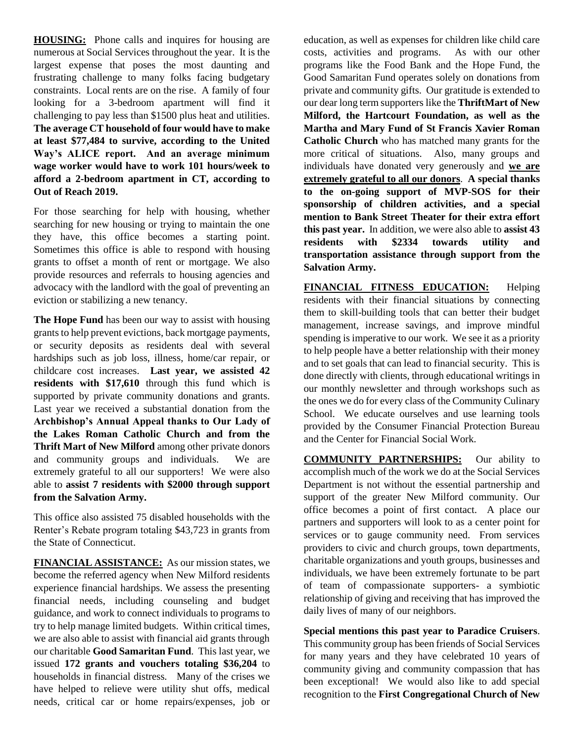**HOUSING:** Phone calls and inquires for housing are numerous at Social Services throughout the year. It is the largest expense that poses the most daunting and frustrating challenge to many folks facing budgetary constraints. Local rents are on the rise. A family of four looking for a 3-bedroom apartment will find it challenging to pay less than $1500 plus heat and utilities. **The average CT household of four would have to make at least $77,484 to survive, according to the United Way's ALICE report. And an average minimum wage worker would have to work 101 hours/week to afford a 2-bedroom apartment in CT, according to Out of Reach 2019.**

For those searching for help with housing, whether searching for new housing or trying to maintain the one they have, this office becomes a starting point. Sometimes this office is able to respond with housing grants to offset a month of rent or mortgage. We also provide resources and referrals to housing agencies and advocacy with the landlord with the goal of preventing an eviction or stabilizing a new tenancy.

**The Hope Fund** has been our way to assist with housing grants to help prevent evictions, back mortgage payments, or security deposits as residents deal with several hardships such as job loss, illness, home/car repair, or childcare cost increases. **Last year, we assisted 42 residents with $17,610** through this fund which is supported by private community donations and grants. Last year we received a substantial donation from the **Archbishop's Annual Appeal thanks to Our Lady of the Lakes Roman Catholic Church and from the Thrift Mart of New Milford** among other private donors and community groups and individuals. We are extremely grateful to all our supporters! We were also able to **assist 7 residents with $2000 through support from the Salvation Army.**

This office also assisted 75 disabled households with the Renter's Rebate program totaling $43,723 in grants from the State of Connecticut.

**FINANCIAL ASSISTANCE:** As our mission states, we become the referred agency when New Milford residents experience financial hardships. We assess the presenting financial needs, including counseling and budget guidance, and work to connect individuals to programs to try to help manage limited budgets. Within critical times, we are also able to assist with financial aid grants through our charitable **Good Samaritan Fund**. This last year, we issued **172 grants and vouchers totaling $36,204** to households in financial distress. Many of the crises we have helped to relieve were utility shut offs, medical needs, critical car or home repairs/expenses, job or education, as well as expenses for children like child care costs, activities and programs. As with our other programs like the Food Bank and the Hope Fund, the Good Samaritan Fund operates solely on donations from private and community gifts. Our gratitude is extended to our dear long term supporters like the **ThriftMart of New Milford, the Hartcourt Foundation, as well as the Martha and Mary Fund of St Francis Xavier Roman Catholic Church** who has matched many grants for the more critical of situations. Also, many groups and individuals have donated very generously and **we are extremely grateful to all our donors**. **A special thanks to the on-going support of MVP-SOS for their sponsorship of children activities, and a special mention to Bank Street Theater for their extra effort this past year.** In addition, we were also able to **assist 43 residents with $2334 towards utility and transportation assistance through support from the Salvation Army.**

**FINANCIAL FITNESS EDUCATION:** Helping residents with their financial situations by connecting them to skill-building tools that can better their budget management, increase savings, and improve mindful spending is imperative to our work. We see it as a priority to help people have a better relationship with their money and to set goals that can lead to financial security. This is done directly with clients, through educational writings in our monthly newsletter and through workshops such as the ones we do for every class of the Community Culinary School. We educate ourselves and use learning tools provided by the Consumer Financial Protection Bureau and the Center for Financial Social Work.

**COMMUNITY PARTNERSHIPS:** Our ability to accomplish much of the work we do at the Social Services Department is not without the essential partnership and support of the greater New Milford community. Our office becomes a point of first contact. A place our partners and supporters will look to as a center point for services or to gauge community need. From services providers to civic and church groups, town departments, charitable organizations and youth groups, businesses and individuals, we have been extremely fortunate to be part of team of compassionate supporters- a symbiotic relationship of giving and receiving that has improved the daily lives of many of our neighbors.

**Special mentions this past year to Paradice Cruisers**. This community group has been friends of Social Services for many years and they have celebrated 10 years of community giving and community compassion that has been exceptional! We would also like to add special recognition to the **First Congregational Church of New**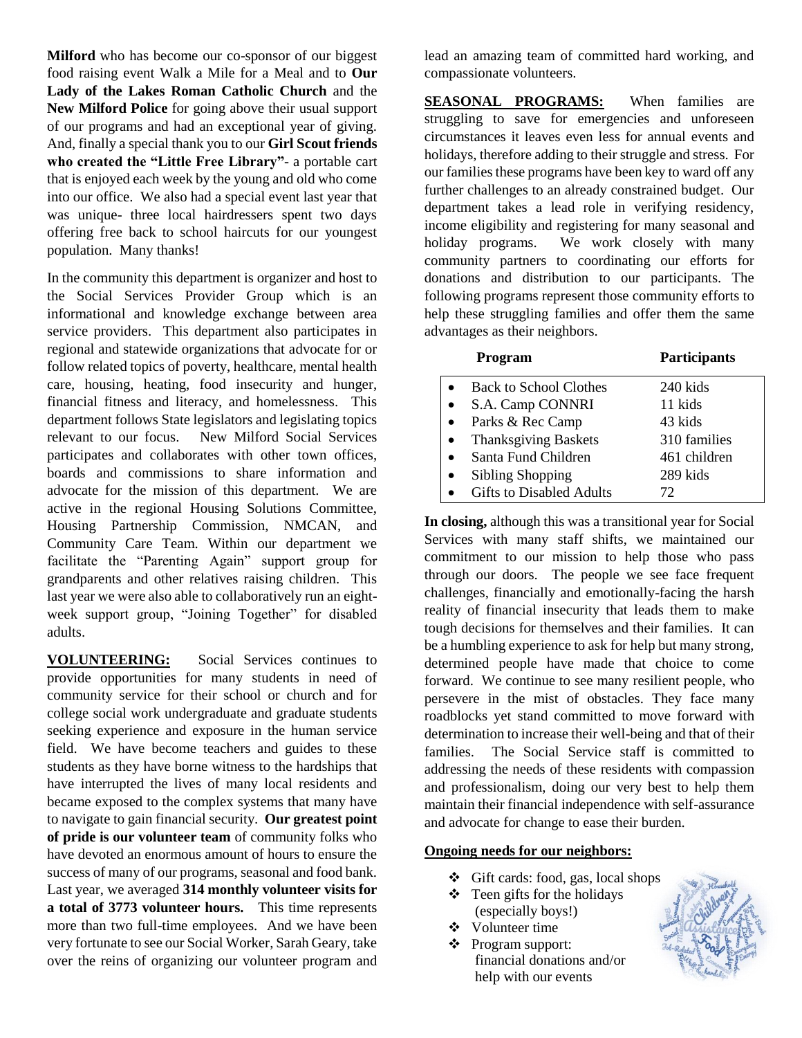**Milford** who has become our co-sponsor of our biggest food raising event Walk a Mile for a Meal and to **Our Lady of the Lakes Roman Catholic Church** and the **New Milford Police** for going above their usual support of our programs and had an exceptional year of giving. And, finally a special thank you to our **Girl Scout friends who created the "Little Free Library"**- a portable cart that is enjoyed each week by the young and old who come into our office. We also had a special event last year that was unique- three local hairdressers spent two days offering free back to school haircuts for our youngest population. Many thanks!

In the community this department is organizer and host to the Social Services Provider Group which is an informational and knowledge exchange between area service providers. This department also participates in regional and statewide organizations that advocate for or follow related topics of poverty, healthcare, mental health care, housing, heating, food insecurity and hunger, financial fitness and literacy, and homelessness. This department follows State legislators and legislating topics relevant to our focus. New Milford Social Services participates and collaborates with other town offices, boards and commissions to share information and advocate for the mission of this department. We are active in the regional Housing Solutions Committee, Housing Partnership Commission, NMCAN, and Community Care Team. Within our department we facilitate the "Parenting Again" support group for grandparents and other relatives raising children. This last year we were also able to collaboratively run an eight-week support group, "Joining Together" for disabled adults.

**VOLUNTEERING:** Social Services continues to provide opportunities for many students in need of community service for their school or church and for college social work undergraduate and graduate students seeking experience and exposure in the human service field. We have become teachers and guides to these students as they have borne witness to the hardships that have interrupted the lives of many local residents and became exposed to the complex systems that many have to navigate to gain financial security. **Our greatest point of pride is our volunteer team** of community folks who have devoted an enormous amount of hours to ensure the success of many of our programs, seasonal and food bank. Last year, we averaged **314 monthly volunteer visits for a total of 3773 volunteer hours.** This time represents more than two full-time employees. And we have been very fortunate to see our Social Worker, Sarah Geary, take over the reins of organizing our volunteer program and lead an amazing team of committed hard working, and compassionate volunteers.

**SEASONAL PROGRAMS:** When families are struggling to save for emergencies and unforeseen circumstances it leaves even less for annual events and holidays, therefore adding to their struggle and stress. For our families these programs have been key to ward off any further challenges to an already constrained budget. Our department takes a lead role in verifying residency, income eligibility and registering for many seasonal and holiday programs. We work closely with many community partners to coordinating our efforts for donations and distribution to our participants. The following programs represent those community efforts to help these struggling families and offer them the same advantages as their neighbors.

| Program | Participants |
|---|---|
| Back to School Clothes | 240 kids |
| S.A. Camp CONNRI | 11 kids |
| Parks & Rec Camp | 43 kids |
| Thanksgiving Baskets | 310 families |
| Santa Fund Children | 461 children |
| Sibling Shopping | 289 kids |
| Gifts to Disabled Adults | 72 |

**In closing,** although this was a transitional year for Social Services with many staff shifts, we maintained our commitment to our mission to help those who pass through our doors. The people we see face frequent challenges, financially and emotionally-facing the harsh reality of financial insecurity that leads them to make tough decisions for themselves and their families. It can be a humbling experience to ask for help but many strong, determined people have made that choice to come forward. We continue to see many resilient people, who persevere in the mist of obstacles. They face many roadblocks yet stand committed to move forward with determination to increase their well-being and that of their families. The Social Service staff is committed to addressing the needs of these residents with compassion and professionalism, doing our very best to help them maintain their financial independence with self-assurance and advocate for change to ease their burden.

**Ongoing needs for our neighbors:**

- Gift cards: food, gas, local shops
- Teen gifts for the holidays (especially boys!)
- Volunteer time
- Program support: financial donations and/or help with our events